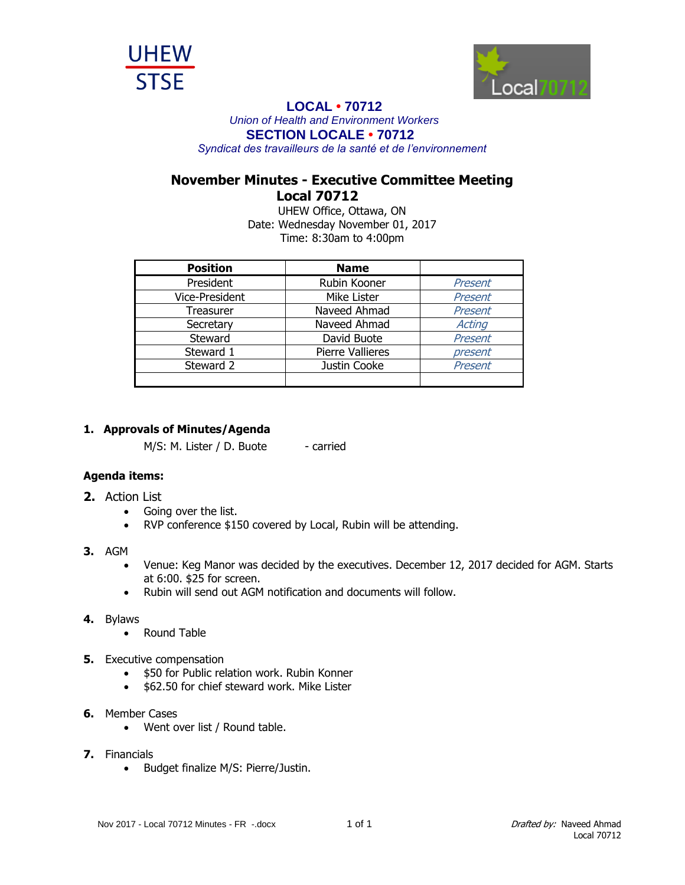UHEW
STSE

Local70712

**LOCAL • 70712**
*Union of Health and Environment Workers*
**SECTION LOCALE • 70712**
*Syndicat des travailleurs de la santé et de l'environnement*

# November Minutes - Executive Committee Meeting
## Local 70712

UHEW Office, Ottawa, ON
Date: Wednesday November 01, 2017
Time: 8:30am to 4:00pm

| Position | Name | |
|---|---|---|
| President | Rubin Kooner | *Present* |
| Vice-President | Mike Lister | *Present* |
| Treasurer | Naveed Ahmad | *Present* |
| Secretary | Naveed Ahmad | *Acting* |
| Steward | David Buote | *Present* |
| Steward 1 | Pierre Vallieres | *present* |
| Steward 2 | Justin Cooke | *Present* |
| | | |

1. **Approvals of Minutes/Agenda**

   M/S: M. Lister / D. Buote - carried

**Agenda items:**

2. Action List
   - Going over the list.
   - RVP conference $150 covered by Local, Rubin will be attending.

3. AGM
   - Venue: Keg Manor was decided by the executives. December 12, 2017 decided for AGM. Starts at 6:00. $25 for screen.
   - Rubin will send out AGM notification and documents will follow.

4. Bylaws
   - Round Table

5. Executive compensation
   - $50 for Public relation work. Rubin Konner
   - $62.50 for chief steward work. Mike Lister

6. Member Cases
   - Went over list / Round table.

7. Financials
   - Budget finalize M/S: Pierre/Justin.

Nov 2017 - Local 70712 Minutes - FR -.docx

*Drafted by:* Naveed Ahmad
Local 70712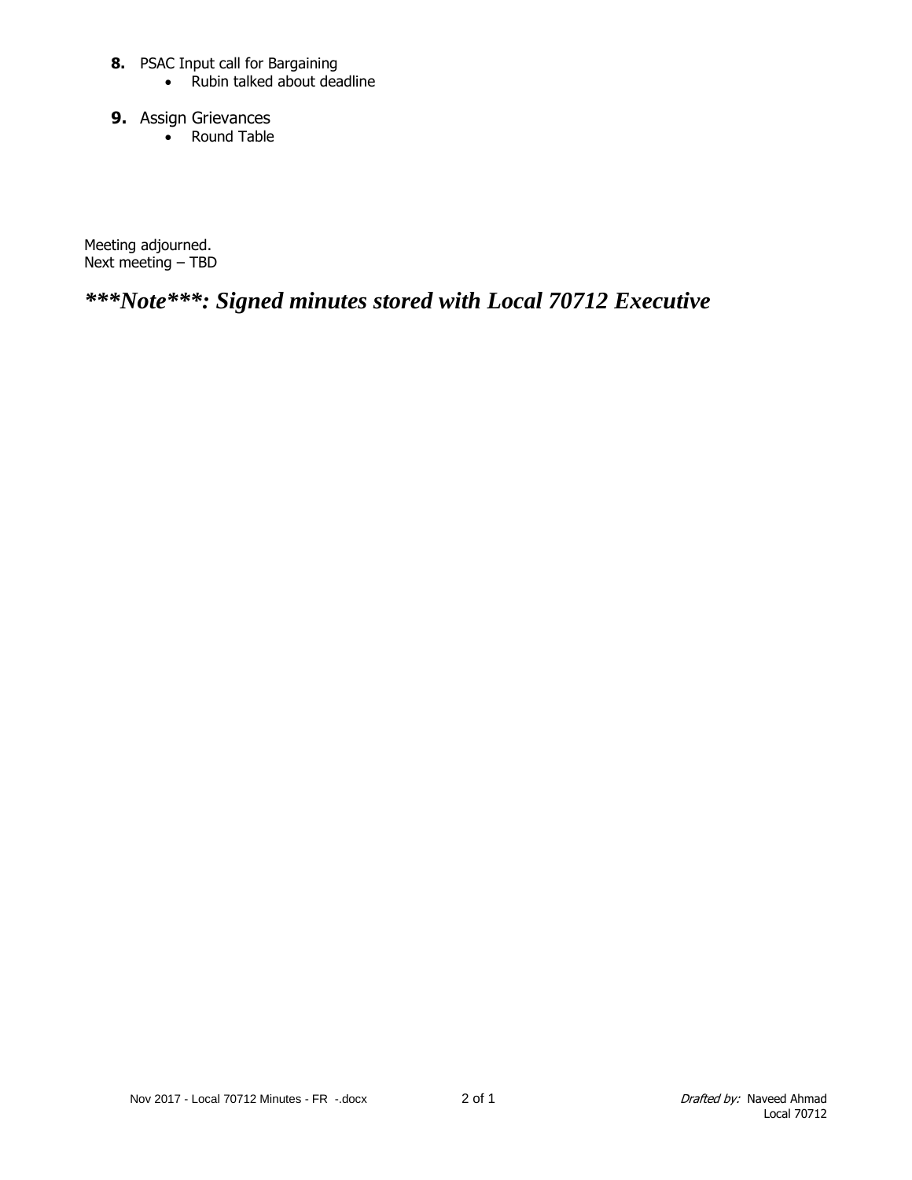8. PSAC Input call for Bargaining
    - Rubin talked about deadline

9. Assign Grievances
    - Round Table

Meeting adjourned.
Next meeting – TBD

***Note***: Signed minutes stored with Local 70712 Executive*